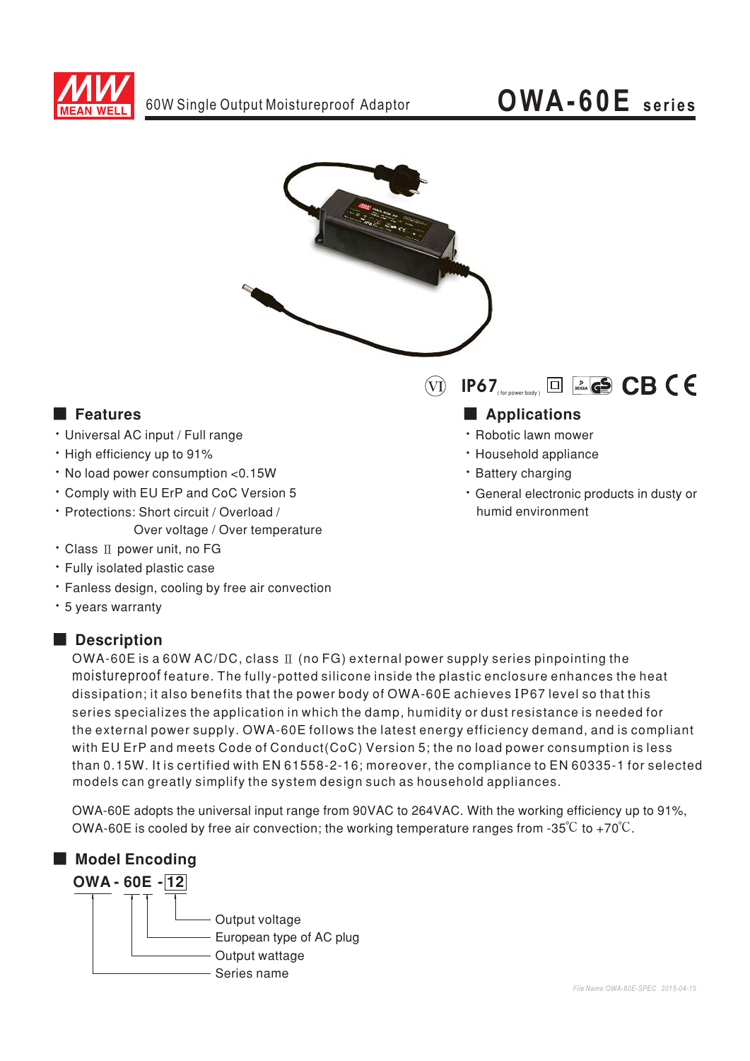# OWA-60E series

60W Single Output Moistureproof Adaptor

IP67 (for power body) CB CE

## ■ Features

- Universal AC input / Full range
- High efficiency up to 91%
- No load power consumption <0.15W
- Comply with EU ErP and CoC Version 5
- Protections: Short circuit / Overload / Over voltage / Over temperature
- Class Ⅱ power unit, no FG
- Fully isolated plastic case
- Fanless design, cooling by free air convection
- 5 years warranty

## ■ Applications

- Robotic lawn mower
- Household appliance
- Battery charging
- General electronic products in dusty or humid environment

## ■ Description

OWA-60E is a 60W AC/DC, class Ⅱ (no FG) external power supply series pinpointing the moistureproof feature. The fully-potted silicone inside the plastic enclosure enhances the heat dissipation; it also benefits that the power body of OWA-60E achieves IP67 level so that this series specializes the application in which the damp, humidity or dust resistance is needed for the external power supply. OWA-60E follows the latest energy efficiency demand, and is compliant with EU ErP and meets Code of Conduct(CoC) Version 5; the no load power consumption is less than 0.15W. It is certified with EN 61558-2-16; moreover, the compliance to EN 60335-1 for selected models can greatly simplify the system design such as household appliances.

OWA-60E adopts the universal input range from 90VAC to 264VAC. With the working efficiency up to 91%, OWA-60E is cooled by free air convection; the working temperature ranges from -35℃ to +70℃.

## ■ Model Encoding

**OWA - 60E - 12**

- 12: Output voltage
- E: European type of AC plug
- 60: Output wattage
- OWA: Series name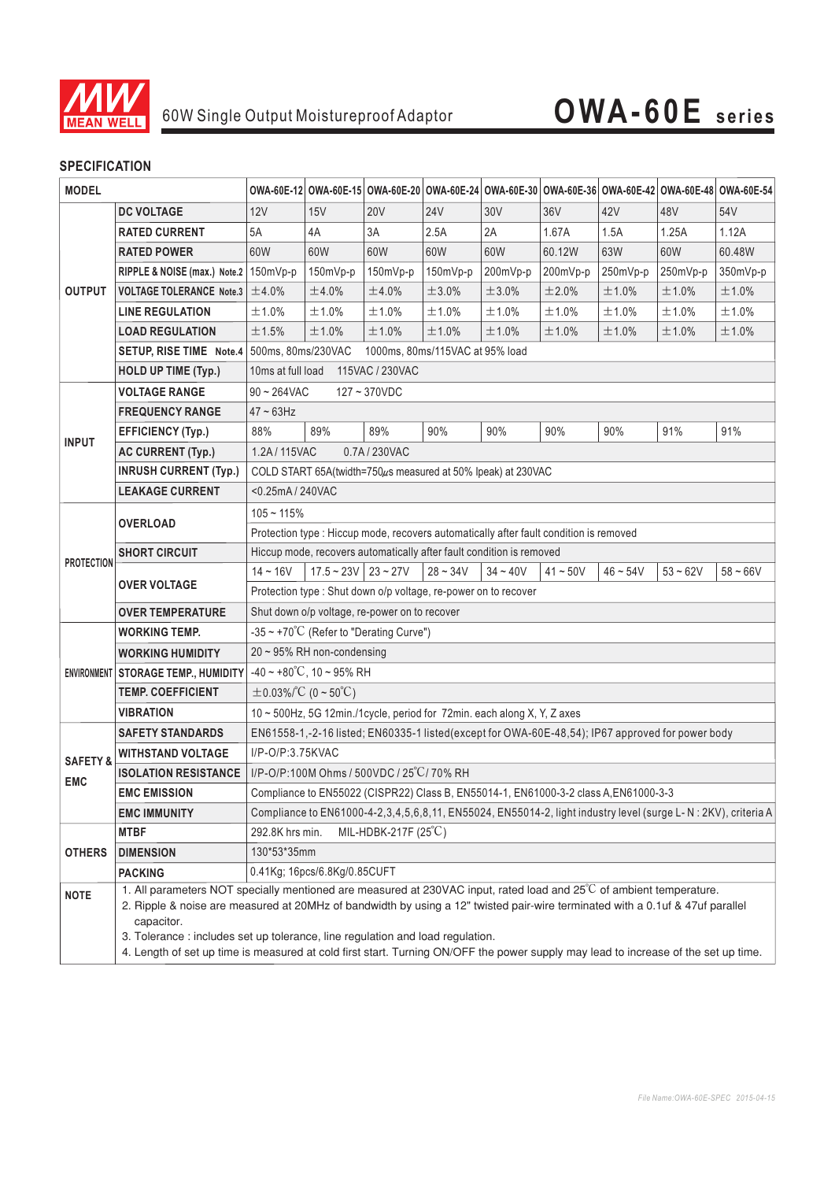# 60W Single Output Moistureproof Adaptor

# OWA-60E series

## SPECIFICATION

| MODEL | | OWA-60E-12 | OWA-60E-15 | OWA-60E-20 | OWA-60E-24 | OWA-60E-30 | OWA-60E-36 | OWA-60E-42 | OWA-60E-48 | OWA-60E-54 |
|---|---|---|---|---|---|---|---|---|---|---|
| OUTPUT | DC VOLTAGE | 12V | 15V | 20V | 24V | 30V | 36V | 42V | 48V | 54V |
| | RATED CURRENT | 5A | 4A | 3A | 2.5A | 2A | 1.67A | 1.5A | 1.25A | 1.12A |
| | RATED POWER | 60W | 60W | 60W | 60W | 60W | 60.12W | 63W | 60W | 60.48W |
| | RIPPLE & NOISE (max.) Note.2 | 150mVp-p | 150mVp-p | 150mVp-p | 150mVp-p | 200mVp-p | 200mVp-p | 250mVp-p | 250mVp-p | 350mVp-p |
| | VOLTAGE TOLERANCE Note.3 | ±4.0% | ±4.0% | ±4.0% | ±3.0% | ±3.0% | ±2.0% | ±1.0% | ±1.0% | ±1.0% |
| | LINE REGULATION | ±1.0% | ±1.0% | ±1.0% | ±1.0% | ±1.0% | ±1.0% | ±1.0% | ±1.0% | ±1.0% |
| | LOAD REGULATION | ±1.5% | ±1.0% | ±1.0% | ±1.0% | ±1.0% | ±1.0% | ±1.0% | ±1.0% | ±1.0% |
| | SETUP, RISE TIME Note.4 | 500ms, 80ms/230VAC 1000ms, 80ms/115VAC at 95% load | | | | | | | | |
| | HOLD UP TIME (Typ.) | 10ms at full load 115VAC / 230VAC | | | | | | | | |
| INPUT | VOLTAGE RANGE | 90 ~ 264VAC 127 ~ 370VDC | | | | | | | | |
| | FREQUENCY RANGE | 47 ~ 63Hz | | | | | | | | |
| | EFFICIENCY (Typ.) | 88% | 89% | 89% | 90% | 90% | 90% | 90% | 91% | 91% |
| | AC CURRENT (Typ.) | 1.2A / 115VAC 0.7A / 230VAC | | | | | | | | |
| | INRUSH CURRENT (Typ.) | COLD START 65A(twidth=750μs measured at 50% Ipeak) at 230VAC | | | | | | | | |
| | LEAKAGE CURRENT | <0.25mA / 240VAC | | | | | | | | |
| PROTECTION | OVERLOAD | 105 ~ 115% | | | | | | | | |
| | | Protection type : Hiccup mode, recovers automatically after fault condition is removed | | | | | | | | |
| | SHORT CIRCUIT | Hiccup mode, recovers automatically after fault condition is removed | | | | | | | | |
| | OVER VOLTAGE | 14 ~ 16V | 17.5 ~ 23V | 23 ~ 27V | 28 ~ 34V | 34 ~ 40V | 41 ~ 50V | 46 ~ 54V | 53 ~ 62V | 58 ~ 66V |
| | | Protection type : Shut down o/p voltage, re-power on to recover | | | | | | | | |
| | OVER TEMPERATURE | Shut down o/p voltage, re-power on to recover | | | | | | | | |
| ENVIRONMENT | WORKING TEMP. | -35 ~ +70℃ (Refer to "Derating Curve") | | | | | | | | |
| | WORKING HUMIDITY | 20 ~ 95% RH non-condensing | | | | | | | | |
| | STORAGE TEMP., HUMIDITY | -40 ~ +80℃, 10 ~ 95% RH | | | | | | | | |
| | TEMP. COEFFICIENT | ±0.03%/℃ (0 ~ 50℃) | | | | | | | | |
| | VIBRATION | 10 ~ 500Hz, 5G 12min./1cycle, period for 72min. each along X, Y, Z axes | | | | | | | | |
| SAFETY & EMC | SAFETY STANDARDS | EN61558-1,-2-16 listed; EN60335-1 listed(except for OWA-60E-48,54); IP67 approved for power body | | | | | | | | |
| | WITHSTAND VOLTAGE | I/P-O/P:3.75KVAC | | | | | | | | |
| | ISOLATION RESISTANCE | I/P-O/P:100M Ohms / 500VDC / 25℃/ 70% RH | | | | | | | | |
| | EMC EMISSION | Compliance to EN55022 (CISPR22) Class B, EN55014-1, EN61000-3-2 class A,EN61000-3-3 | | | | | | | | |
| | EMC IMMUNITY | Compliance to EN61000-4-2,3,4,5,6,8,11, EN55024, EN55014-2, light industry level (surge L-N : 2KV), criteria A | | | | | | | | |
| OTHERS | MTBF | 292.8K hrs min. MIL-HDBK-217F (25℃) | | | | | | | | |
| | DIMENSION | 130*53*35mm | | | | | | | | |
| | PACKING | 0.41Kg; 16pcs/6.8Kg/0.85CUFT | | | | | | | | |

**NOTE**

1. All parameters NOT specially mentioned are measured at 230VAC input, rated load and 25℃ of ambient temperature.
2. Ripple & noise are measured at 20MHz of bandwidth by using a 12" twisted pair-wire terminated with a 0.1uf & 47uf parallel capacitor.
3. Tolerance : includes set up tolerance, line regulation and load regulation.
4. Length of set up time is measured at cold first start. Turning ON/OFF the power supply may lead to increase of the set up time.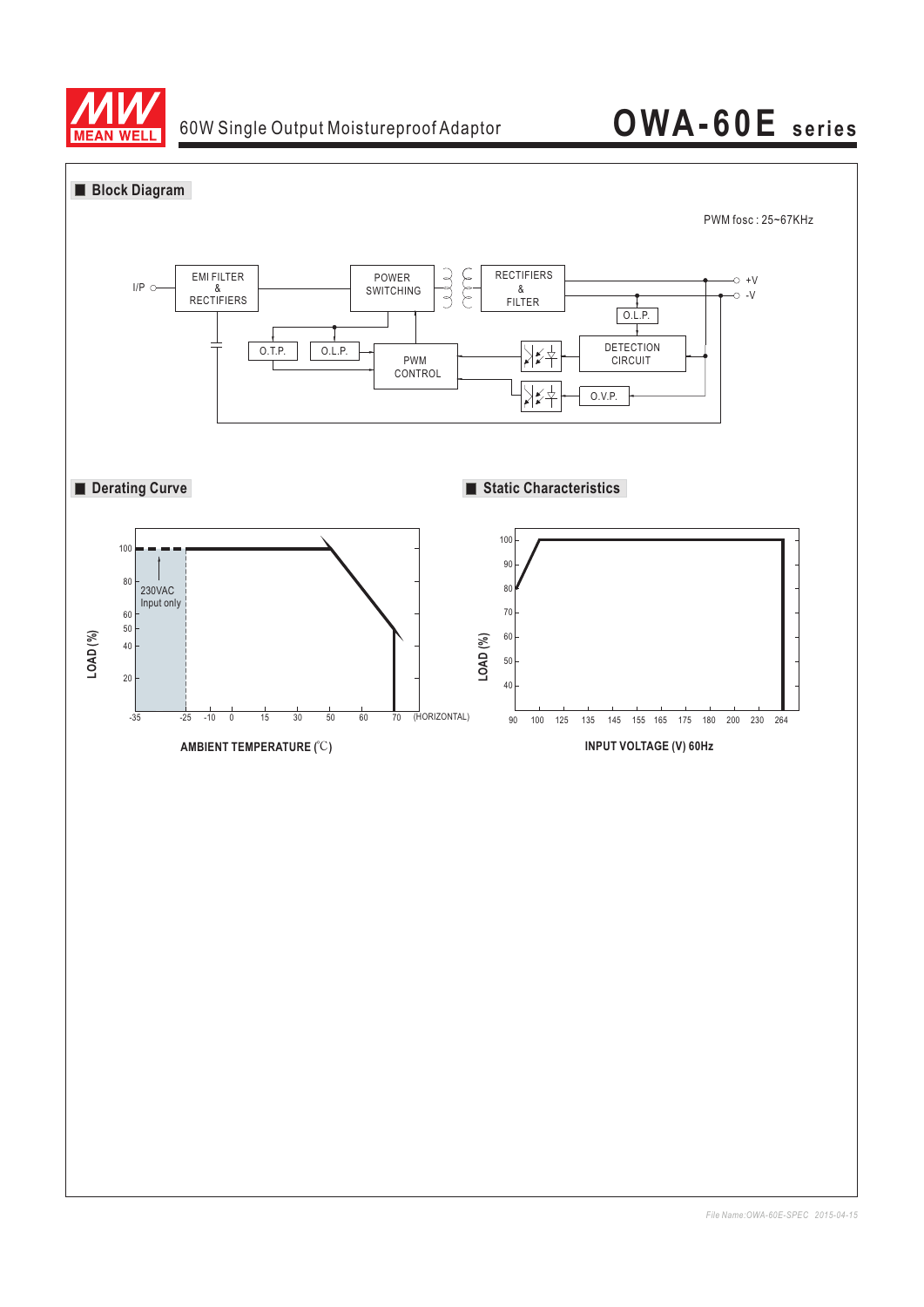## Block Diagram

PWM fosc : 25~67KHz

I/P — EMI FILTER & RECTIFIERS — POWER SWITCHING — RECTIFIERS & FILTER — +V / -V

O.L.P.

DETECTION CIRCUIT

O.T.P.

O.L.P.

PWM CONTROL

O.V.P.

## Derating Curve

LOAD (%)

100, 80, 60, 50, 40, 20

230VAC Input only

-35, -25, -10, 0, 15, 30, 50, 60, 70 (HORIZONTAL)

AMBIENT TEMPERATURE (℃)

## Static Characteristics

LOAD (%)

100, 90, 80, 70, 60, 50, 40

90, 100, 125, 135, 145, 155, 165, 175, 180, 200, 230, 264

INPUT VOLTAGE (V) 60Hz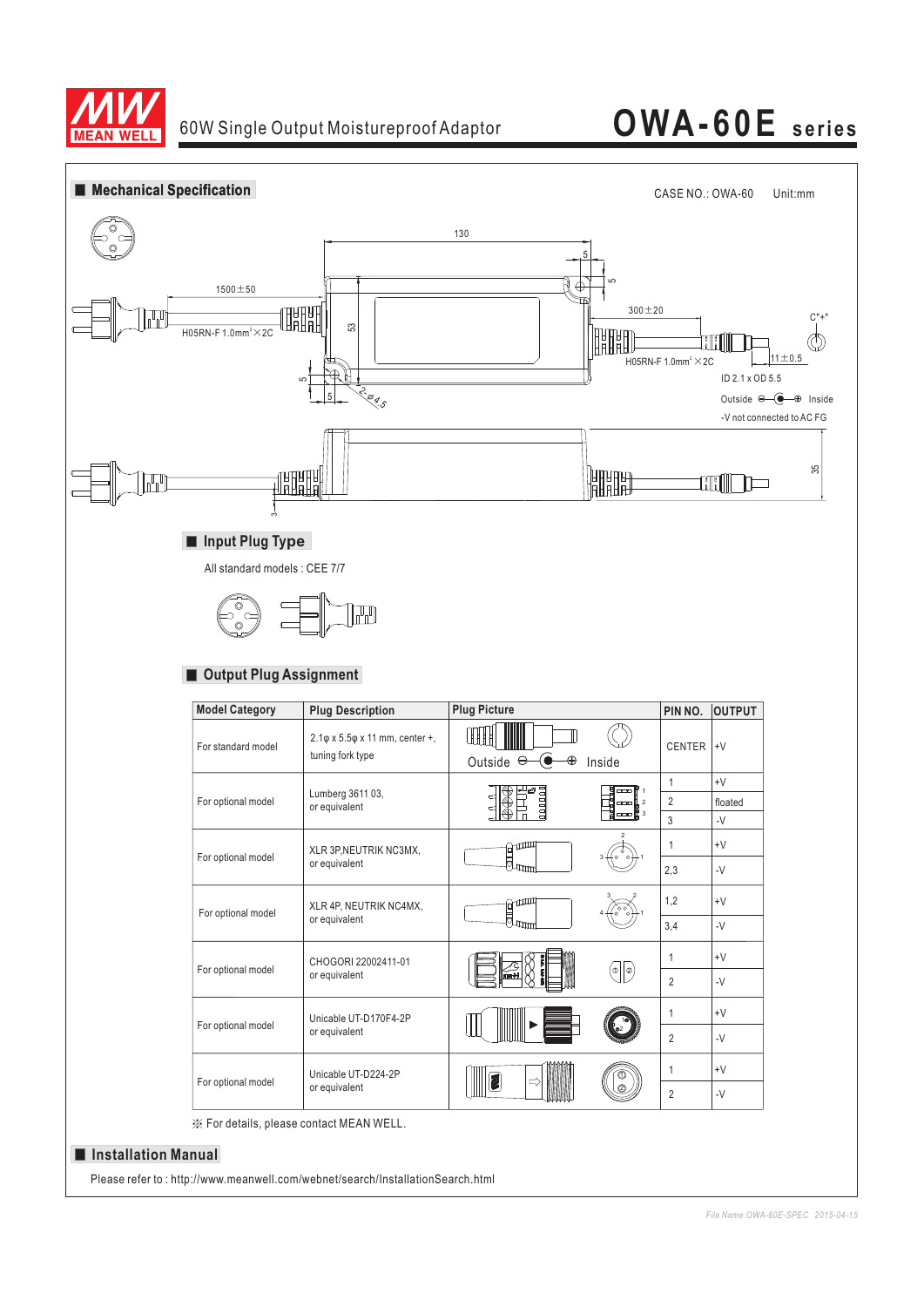60W Single Output Moistureproof Adaptor

# OWA-60E series

## Mechanical Specification

CASE NO.: OWA-60 Unit:mm

130

5

5

1500±50

53

H05RN-F 1.0mm² ×2C

300±20

C"+"

H05RN-F 1.0mm² ×2C

11±0.5

5

5

2-φ4.5

ID 2.1 x OD 5.5

Outside Inside

-V not connected to AC FG

35

3

## Input Plug Type

All standard models : CEE 7/7

## Output Plug Assignment

| Model Category | Plug Description | Plug Picture | PIN NO. | OUTPUT |
|---|---|---|---|---|
| For standard model | 2.1φ x 5.5φ x 11 mm, center +, tuning fork type | Outside Inside | CENTER | +V |
| For optional model | Lumberg 3611 03, or equivalent | | 1 | +V |
| | | | 2 | floated |
| | | | 3 | -V |
| For optional model | XLR 3P,NEUTRIK NC3MX, or equivalent | | 1 | +V |
| | | | 2,3 | -V |
| For optional model | XLR 4P, NEUTRIK NC4MX, or equivalent | | 1,2 | +V |
| | | | 3,4 | -V |
| For optional model | CHOGORI 22002411-01 or equivalent | | 1 | +V |
| | | | 2 | -V |
| For optional model | Unicable UT-D170F4-2P or equivalent | | 1 | +V |
| | | | 2 | -V |
| For optional model | Unicable UT-D224-2P or equivalent | | 1 | +V |
| | | | 2 | -V |

※ For details, please contact MEAN WELL.

## Installation Manual

Please refer to : http://www.meanwell.com/webnet/search/InstallationSearch.html